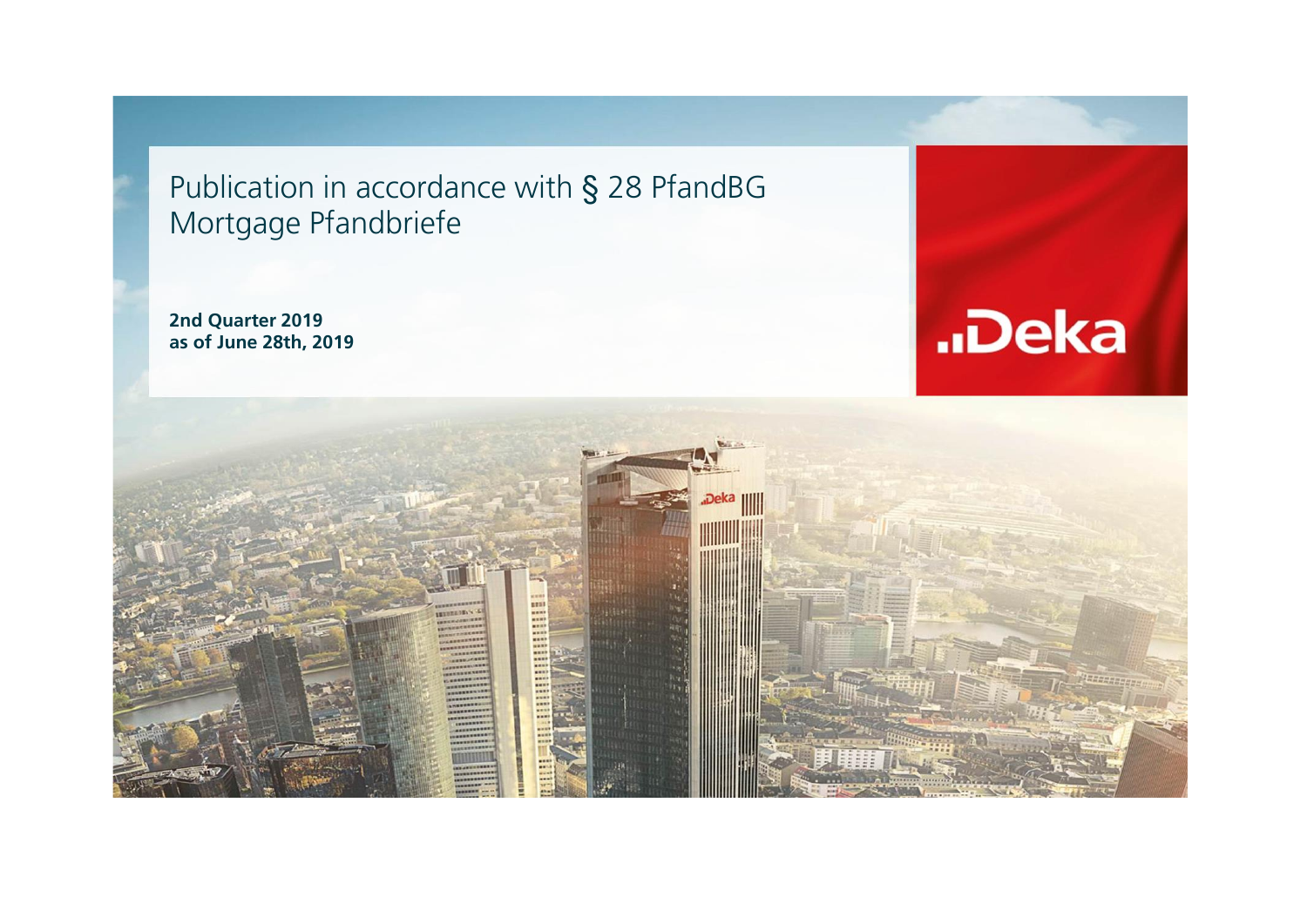# Publication in accordance with § 28 PfandBG
# Mortgage Pfandbriefe

**2nd Quarter 2019**
**as of June 28th, 2019**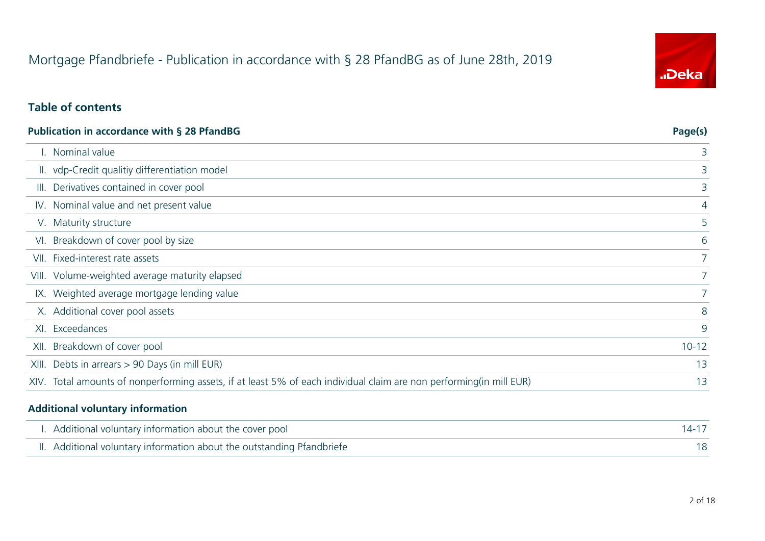# Mortgage Pfandbriefe - Publication in accordance with § 28 PfandBG as of June 28th, 2019

## Table of contents

| Publication in accordance with § 28 PfandBG | Page(s) |
|---|---|
| I. Nominal value | 3 |
| II. vdp-Credit qualitiy differentiation model | 3 |
| III. Derivatives contained in cover pool | 3 |
| IV. Nominal value and net present value | 4 |
| V. Maturity structure | 5 |
| VI. Breakdown of cover pool by size | 6 |
| VII. Fixed-interest rate assets | 7 |
| VIII. Volume-weighted average maturity elapsed | 7 |
| IX. Weighted average mortgage lending value | 7 |
| X. Additional cover pool assets | 8 |
| XI. Exceedances | 9 |
| XII. Breakdown of cover pool | 10-12 |
| XIII. Debts in arrears > 90 Days (in mill EUR) | 13 |
| XIV. Total amounts of nonperforming assets, if at least 5% of each individual claim are non performing(in mill EUR) | 13 |

| Additional voluntary information | |
|---|---|
| I. Additional voluntary information about the cover pool | 14-17 |
| II. Additional voluntary information about the outstanding Pfandbriefe | 18 |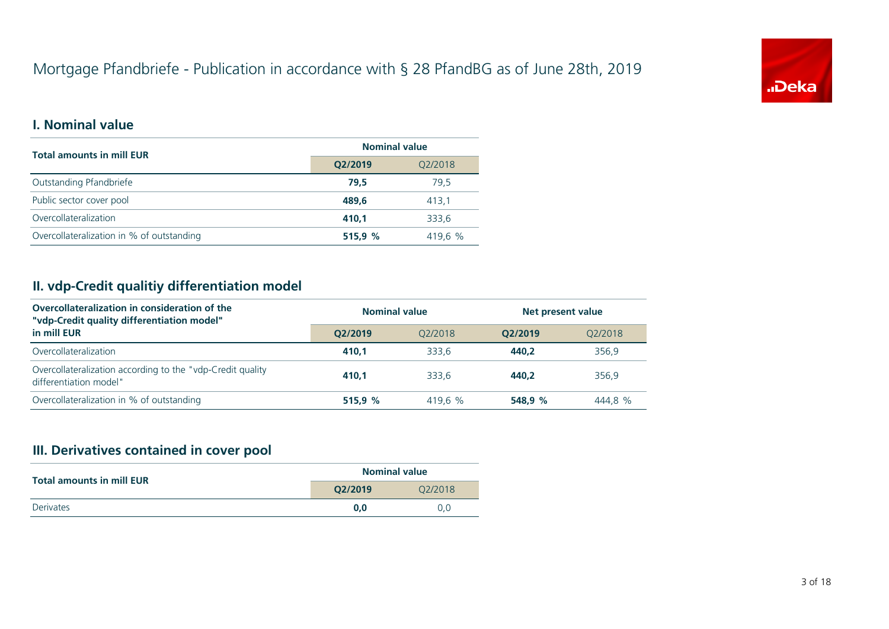# Mortgage Pfandbriefe - Publication in accordance with § 28 PfandBG as of June 28th, 2019

## I. Nominal value

| Total amounts in mill EUR | Nominal value | |
|---|---|---|
| | **Q2/2019** | Q2/2018 |
| Outstanding Pfandbriefe | **79,5** | 79,5 |
| Public sector cover pool | **489,6** | 413,1 |
| Overcollateralization | **410,1** | 333,6 |
| Overcollateralization in % of outstanding | **515,9 %** | 419,6 % |

## II. vdp-Credit qualitiy differentiation model

| Overcollateralization in consideration of the "vdp-Credit quality differentiation model" in mill EUR | Nominal value | | Net present value | |
|---|---|---|---|---|
| | **Q2/2019** | Q2/2018 | **Q2/2019** | Q2/2018 |
| Overcollateralization | **410,1** | 333,6 | **440,2** | 356,9 |
| Overcollateralization according to the "vdp-Credit quality differentiation model" | **410,1** | 333,6 | **440,2** | 356,9 |
| Overcollateralization in % of outstanding | **515,9 %** | 419,6 % | **548,9 %** | 444,8 % |

## III. Derivatives contained in cover pool

| Total amounts in mill EUR | Nominal value | |
|---|---|---|
| | **Q2/2019** | Q2/2018 |
| Derivates | **0,0** | 0,0 |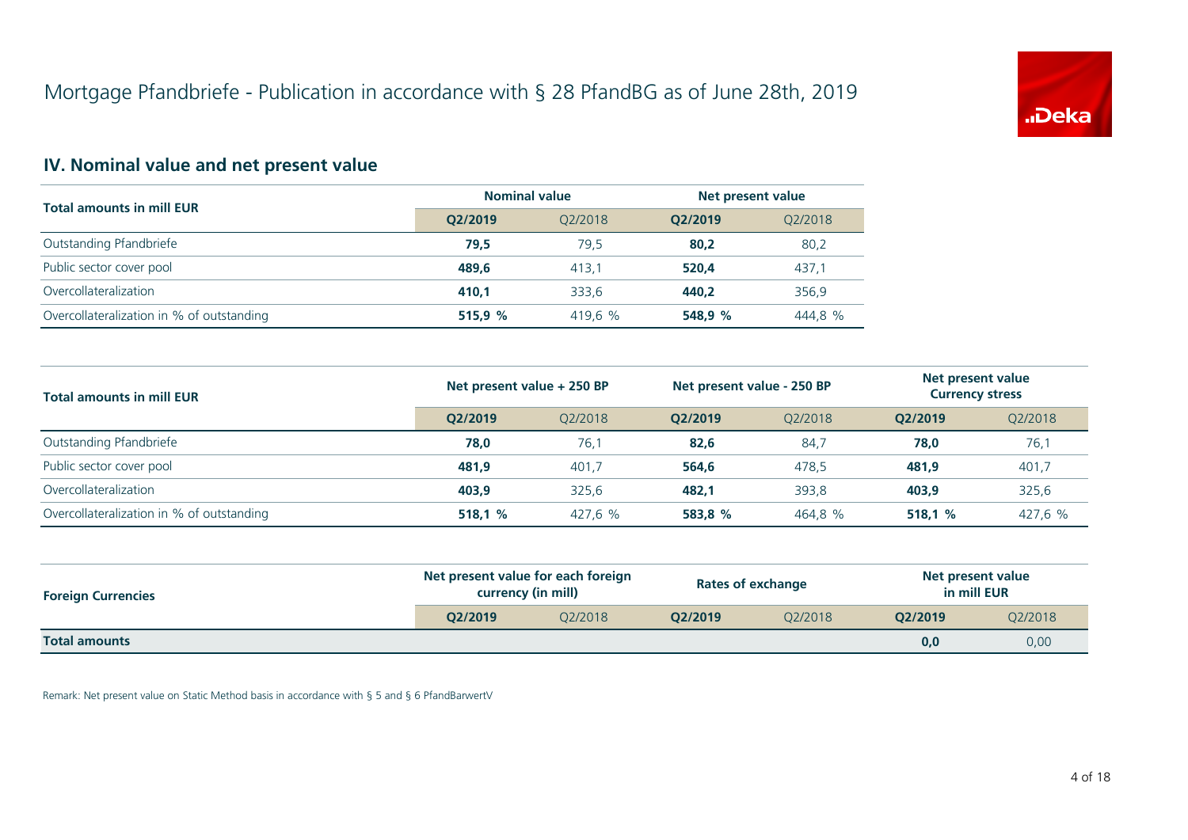# Mortgage Pfandbriefe - Publication in accordance with § 28 PfandBG as of June 28th, 2019

## IV. Nominal value and net present value

| Total amounts in mill EUR | Nominal value | | Net present value | |
|---|---|---|---|---|
| | **Q2/2019** | Q2/2018 | **Q2/2019** | Q2/2018 |
| Outstanding Pfandbriefe | **79,5** | 79,5 | **80,2** | 80,2 |
| Public sector cover pool | **489,6** | 413,1 | **520,4** | 437,1 |
| Overcollateralization | **410,1** | 333,6 | **440,2** | 356,9 |
| Overcollateralization in % of outstanding | **515,9 %** | 419,6 % | **548,9 %** | 444,8 % |

| Total amounts in mill EUR | Net present value + 250 BP | | Net present value - 250 BP | | Net present value Currency stress | |
|---|---|---|---|---|---|---|
| | **Q2/2019** | Q2/2018 | **Q2/2019** | Q2/2018 | **Q2/2019** | Q2/2018 |
| Outstanding Pfandbriefe | **78,0** | 76,1 | **82,6** | 84,7 | **78,0** | 76,1 |
| Public sector cover pool | **481,9** | 401,7 | **564,6** | 478,5 | **481,9** | 401,7 |
| Overcollateralization | **403,9** | 325,6 | **482,1** | 393,8 | **403,9** | 325,6 |
| Overcollateralization in % of outstanding | **518,1 %** | 427,6 % | **583,8 %** | 464,8 % | **518,1 %** | 427,6 % |

| Foreign Currencies | Net present value for each foreign currency (in mill) | | Rates of exchange | | Net present value in mill EUR | |
|---|---|---|---|---|---|---|
| | **Q2/2019** | Q2/2018 | **Q2/2019** | Q2/2018 | **Q2/2019** | Q2/2018 |
| **Total amounts** | | | | | **0,0** | 0,00 |

Remark: Net present value on Static Method basis in accordance with § 5 and § 6 PfandBarwertV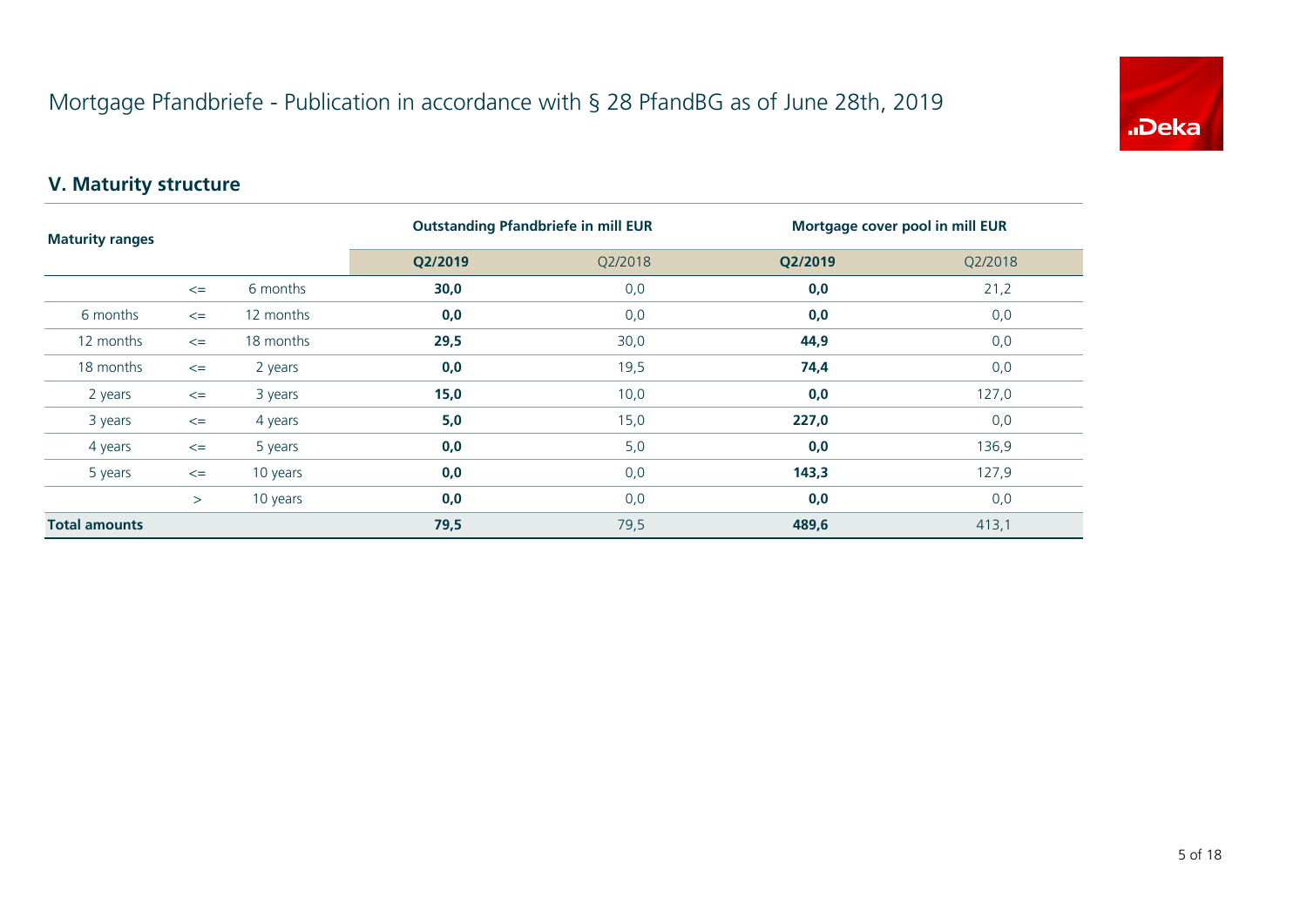# Mortgage Pfandbriefe - Publication in accordance with § 28 PfandBG as of June 28th, 2019

## V. Maturity structure

| Maturity ranges | | | Outstanding Pfandbriefe in mill EUR | | Mortgage cover pool in mill EUR | |
|---|---|---|---|---|---|---|
| | | | **Q2/2019** | Q2/2018 | **Q2/2019** | Q2/2018 |
| | <= | 6 months | **30,0** | 0,0 | **0,0** | 21,2 |
| 6 months | <= | 12 months | **0,0** | 0,0 | **0,0** | 0,0 |
| 12 months | <= | 18 months | **29,5** | 30,0 | **44,9** | 0,0 |
| 18 months | <= | 2 years | **0,0** | 19,5 | **74,4** | 0,0 |
| 2 years | <= | 3 years | **15,0** | 10,0 | **0,0** | 127,0 |
| 3 years | <= | 4 years | **5,0** | 15,0 | **227,0** | 0,0 |
| 4 years | <= | 5 years | **0,0** | 5,0 | **0,0** | 136,9 |
| 5 years | <= | 10 years | **0,0** | 0,0 | **143,3** | 127,9 |
| | > | 10 years | **0,0** | 0,0 | **0,0** | 0,0 |
| **Total amounts** | | | **79,5** | 79,5 | **489,6** | 413,1 |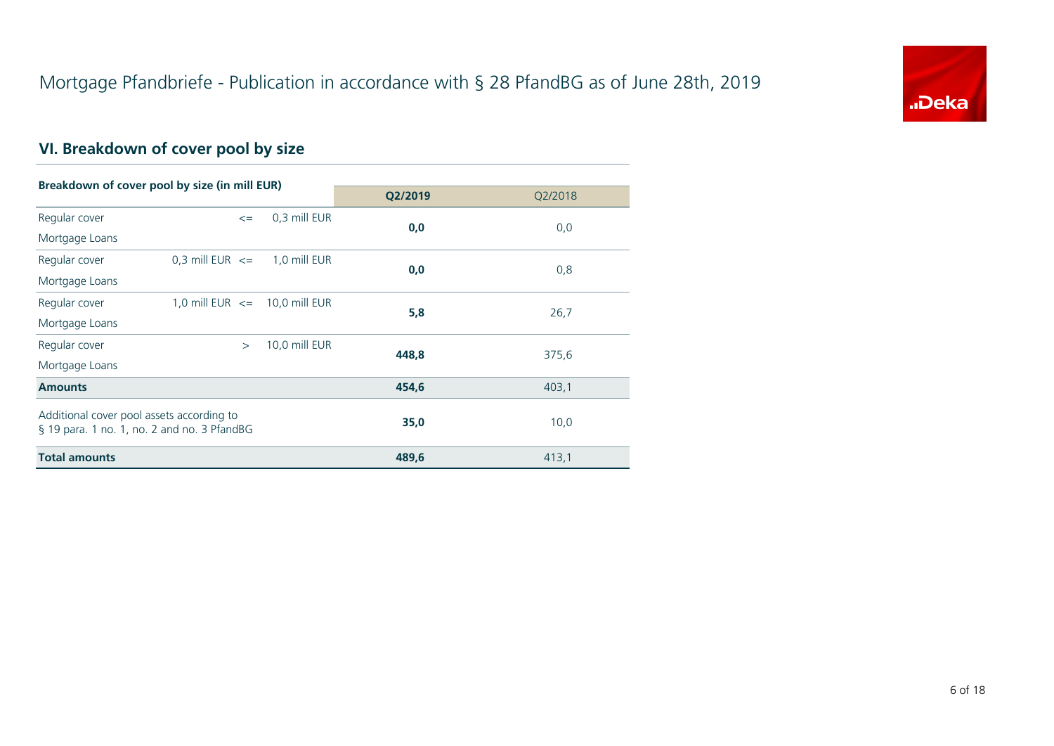# Mortgage Pfandbriefe - Publication in accordance with § 28 PfandBG as of June 28th, 2019

## VI. Breakdown of cover pool by size

| Breakdown of cover pool by size (in mill EUR) | | | | Q2/2019 | Q2/2018 |
|---|---|---|---|---|---|
| Regular cover Mortgage Loans | | <= | 0,3 mill EUR | **0,0** | 0,0 |
| Regular cover Mortgage Loans | 0,3 mill EUR | <= | 1,0 mill EUR | **0,0** | 0,8 |
| Regular cover Mortgage Loans | 1,0 mill EUR | <= | 10,0 mill EUR | **5,8** | 26,7 |
| Regular cover Mortgage Loans | | > | 10,0 mill EUR | **448,8** | 375,6 |
| **Amounts** | | | | **454,6** | 403,1 |
| Additional cover pool assets according to § 19 para. 1 no. 1, no. 2 and no. 3 PfandBG | | | | **35,0** | 10,0 |
| **Total amounts** | | | | **489,6** | 413,1 |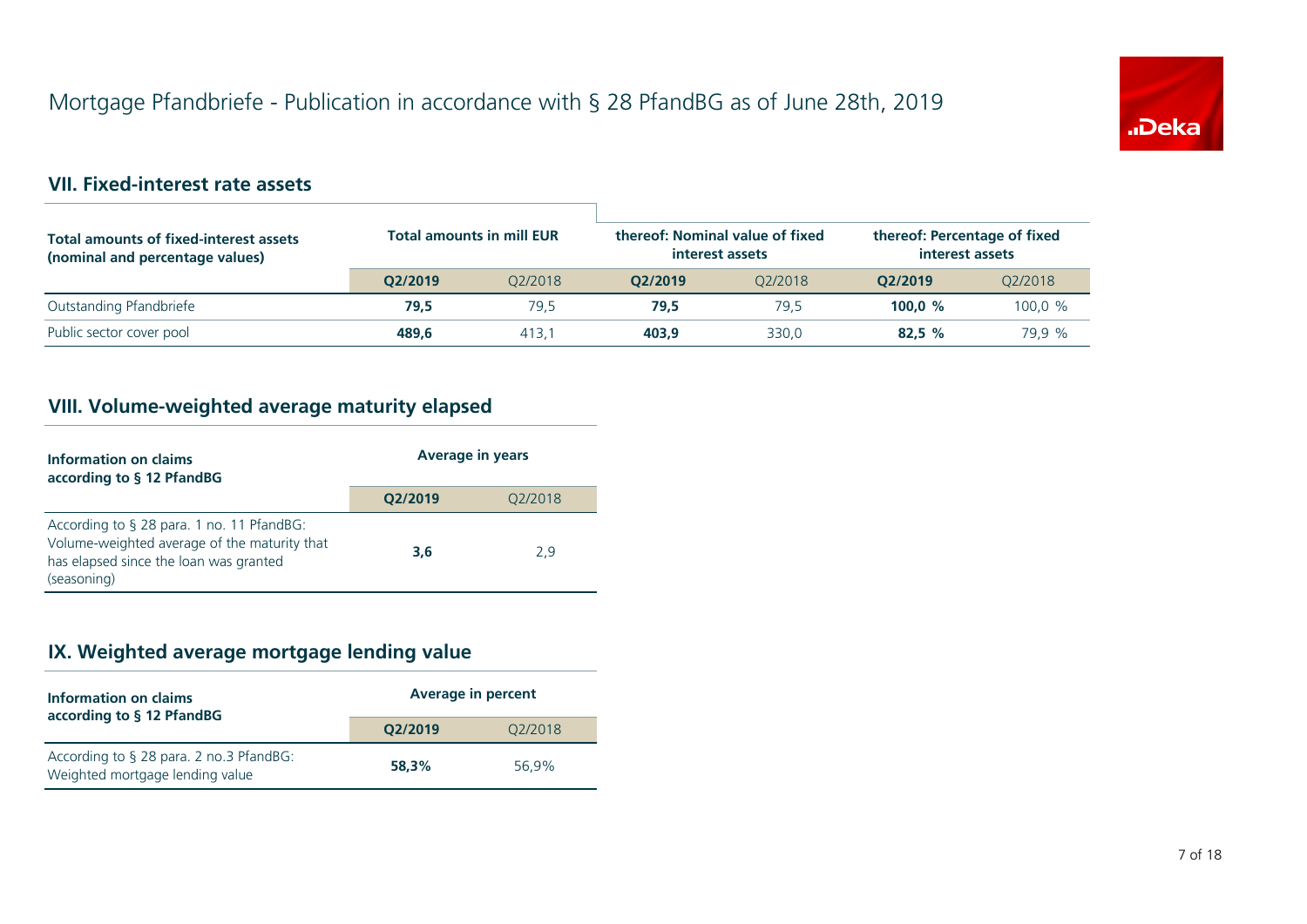# Mortgage Pfandbriefe - Publication in accordance with § 28 PfandBG as of June 28th, 2019

## VII. Fixed-interest rate assets

| Total amounts of fixed-interest assets (nominal and percentage values) | Total amounts in mill EUR | | thereof: Nominal value of fixed interest assets | | thereof: Percentage of fixed interest assets | |
|---|---|---|---|---|---|---|
| | **Q2/2019** | Q2/2018 | **Q2/2019** | Q2/2018 | **Q2/2019** | Q2/2018 |
| Outstanding Pfandbriefe | **79,5** | 79,5 | **79,5** | 79,5 | **100,0 %** | 100,0 % |
| Public sector cover pool | **489,6** | 413,1 | **403,9** | 330,0 | **82,5 %** | 79,9 % |

## VIII. Volume-weighted average maturity elapsed

| Information on claims according to § 12 PfandBG | Average in years | |
|---|---|---|
| | **Q2/2019** | Q2/2018 |
| According to § 28 para. 1 no. 11 PfandBG: Volume-weighted average of the maturity that has elapsed since the loan was granted (seasoning) | **3,6** | 2,9 |

## IX. Weighted average mortgage lending value

| Information on claims according to § 12 PfandBG | Average in percent | |
|---|---|---|
| | **Q2/2019** | Q2/2018 |
| According to § 28 para. 2 no.3 PfandBG: Weighted mortgage lending value | **58,3%** | 56,9% |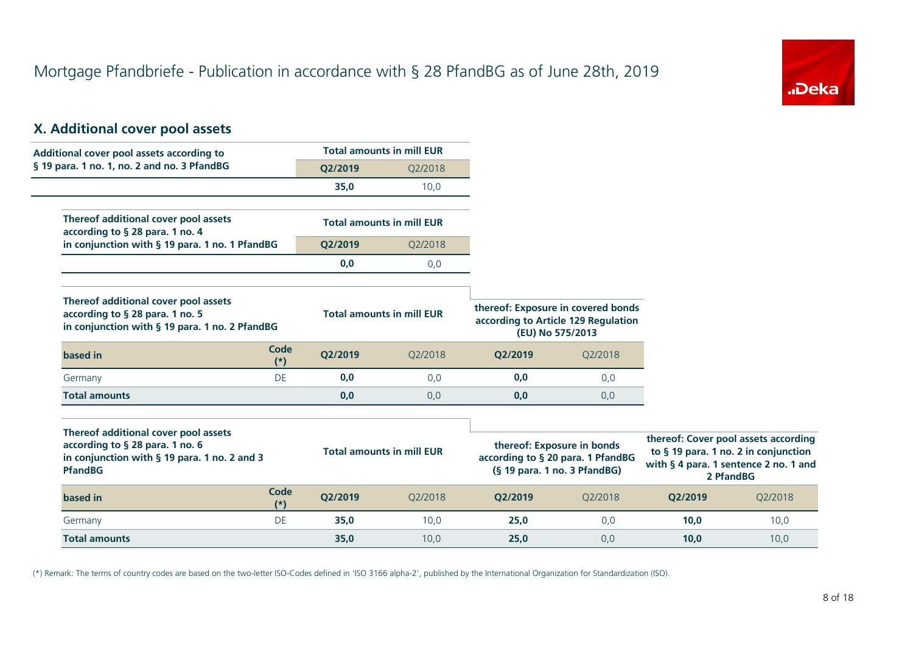# Mortgage Pfandbriefe - Publication in accordance with § 28 PfandBG as of June 28th, 2019

## X. Additional cover pool assets

| Additional cover pool assets according to § 19 para. 1 no. 1, no. 2 and no. 3 PfandBG | Total amounts in mill EUR | |
|---|---|---|
| | **Q2/2019** | Q2/2018 |
| | **35,0** | 10,0 |

| Thereof additional cover pool assets according to § 28 para. 1 no. 4 in conjunction with § 19 para. 1 no. 1 PfandBG | Total amounts in mill EUR | |
|---|---|---|
| | **Q2/2019** | Q2/2018 |
| | **0,0** | 0,0 |

| Thereof additional cover pool assets according to § 28 para. 1 no. 5 in conjunction with § 19 para. 1 no. 2 PfandBG | | Total amounts in mill EUR | | thereof: Exposure in covered bonds according to Article 129 Regulation (EU) No 575/2013 | |
|---|---|---|---|---|---|
| **based in** | **Code (*)** | **Q2/2019** | Q2/2018 | **Q2/2019** | Q2/2018 |
| Germany | DE | **0,0** | 0,0 | **0,0** | 0,0 |
| **Total amounts** | | **0,0** | 0,0 | **0,0** | 0,0 |

| Thereof additional cover pool assets according to § 28 para. 1 no. 6 in conjunction with § 19 para. 1 no. 2 and 3 PfandBG | | Total amounts in mill EUR | | thereof: Exposure in bonds according to § 20 para. 1 PfandBG (§ 19 para. 1 no. 3 PfandBG) | | thereof: Cover pool assets according to § 19 para. 1 no. 2 in conjunction with § 4 para. 1 sentence 2 no. 1 and 2 PfandBG | |
|---|---|---|---|---|---|---|---|
| **based in** | **Code (*)** | **Q2/2019** | Q2/2018 | **Q2/2019** | Q2/2018 | **Q2/2019** | Q2/2018 |
| Germany | DE | **35,0** | 10,0 | **25,0** | 0,0 | **10,0** | 10,0 |
| **Total amounts** | | **35,0** | 10,0 | **25,0** | 0,0 | **10,0** | 10,0 |

(*) Remark: The terms of country codes are based on the two-letter ISO-Codes defined in 'ISO 3166 alpha-2', published by the International Organization for Standardization (ISO).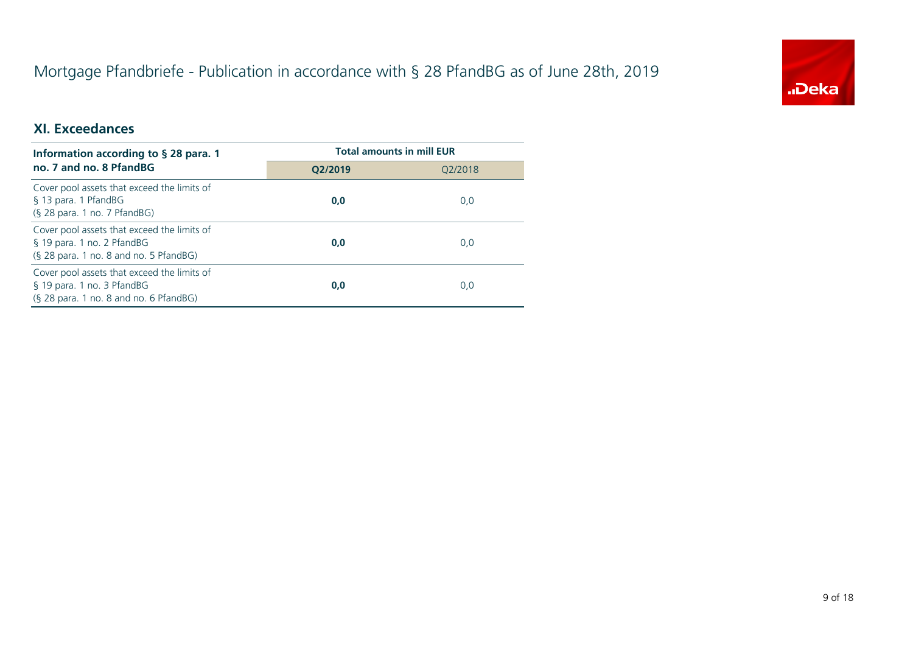# Mortgage Pfandbriefe - Publication in accordance with § 28 PfandBG as of June 28th, 2019

## XI. Exceedances

| Information according to § 28 para. 1 no. 7 and no. 8 PfandBG | Total amounts in mill EUR | |
|---|---|---|
| | **Q2/2019** | Q2/2018 |
| Cover pool assets that exceed the limits of § 13 para. 1 PfandBG (§ 28 para. 1 no. 7 PfandBG) | **0,0** | 0,0 |
| Cover pool assets that exceed the limits of § 19 para. 1 no. 2 PfandBG (§ 28 para. 1 no. 8 and no. 5 PfandBG) | **0,0** | 0,0 |
| Cover pool assets that exceed the limits of § 19 para. 1 no. 3 PfandBG (§ 28 para. 1 no. 8 and no. 6 PfandBG) | **0,0** | 0,0 |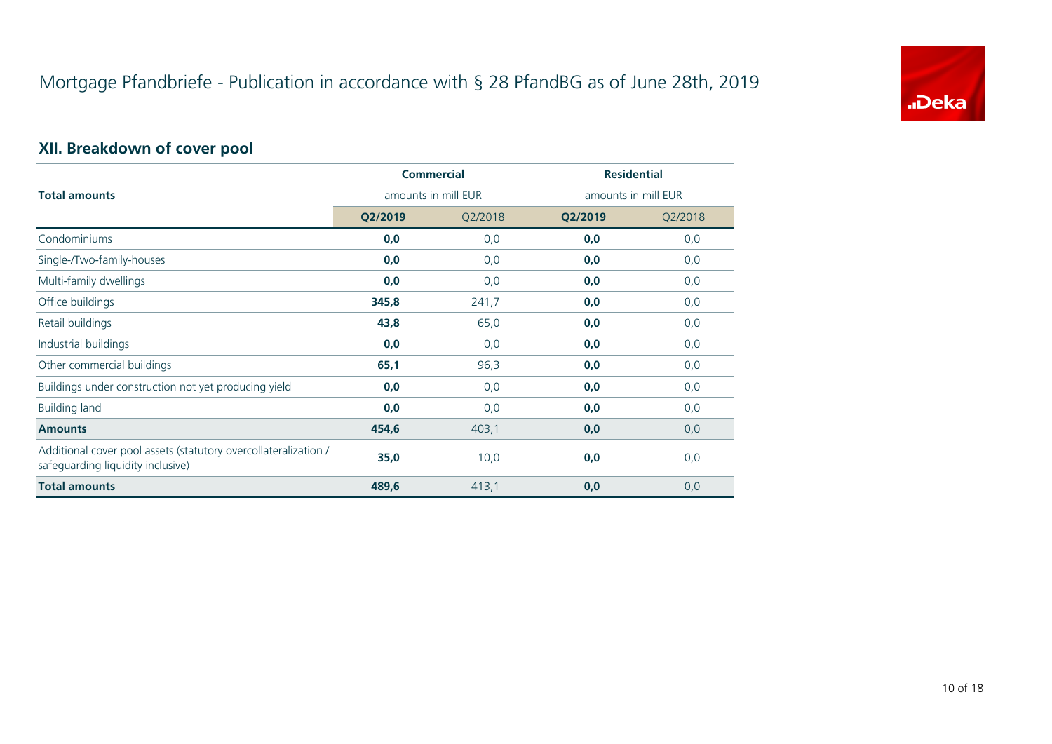# Mortgage Pfandbriefe - Publication in accordance with § 28 PfandBG as of June 28th, 2019

## XII. Breakdown of cover pool

| Total amounts | Commercial<br>amounts in mill EUR | | Residential<br>amounts in mill EUR | |
|---|---|---|---|---|
| | **Q2/2019** | Q2/2018 | **Q2/2019** | Q2/2018 |
| Condominiums | **0,0** | 0,0 | **0,0** | 0,0 |
| Single-/Two-family-houses | **0,0** | 0,0 | **0,0** | 0,0 |
| Multi-family dwellings | **0,0** | 0,0 | **0,0** | 0,0 |
| Office buildings | **345,8** | 241,7 | **0,0** | 0,0 |
| Retail buildings | **43,8** | 65,0 | **0,0** | 0,0 |
| Industrial buildings | **0,0** | 0,0 | **0,0** | 0,0 |
| Other commercial buildings | **65,1** | 96,3 | **0,0** | 0,0 |
| Buildings under construction not yet producing yield | **0,0** | 0,0 | **0,0** | 0,0 |
| Building land | **0,0** | 0,0 | **0,0** | 0,0 |
| **Amounts** | **454,6** | 403,1 | **0,0** | 0,0 |
| Additional cover pool assets (statutory overcollateralization / safeguarding liquidity inclusive) | **35,0** | 10,0 | **0,0** | 0,0 |
| **Total amounts** | **489,6** | 413,1 | **0,0** | 0,0 |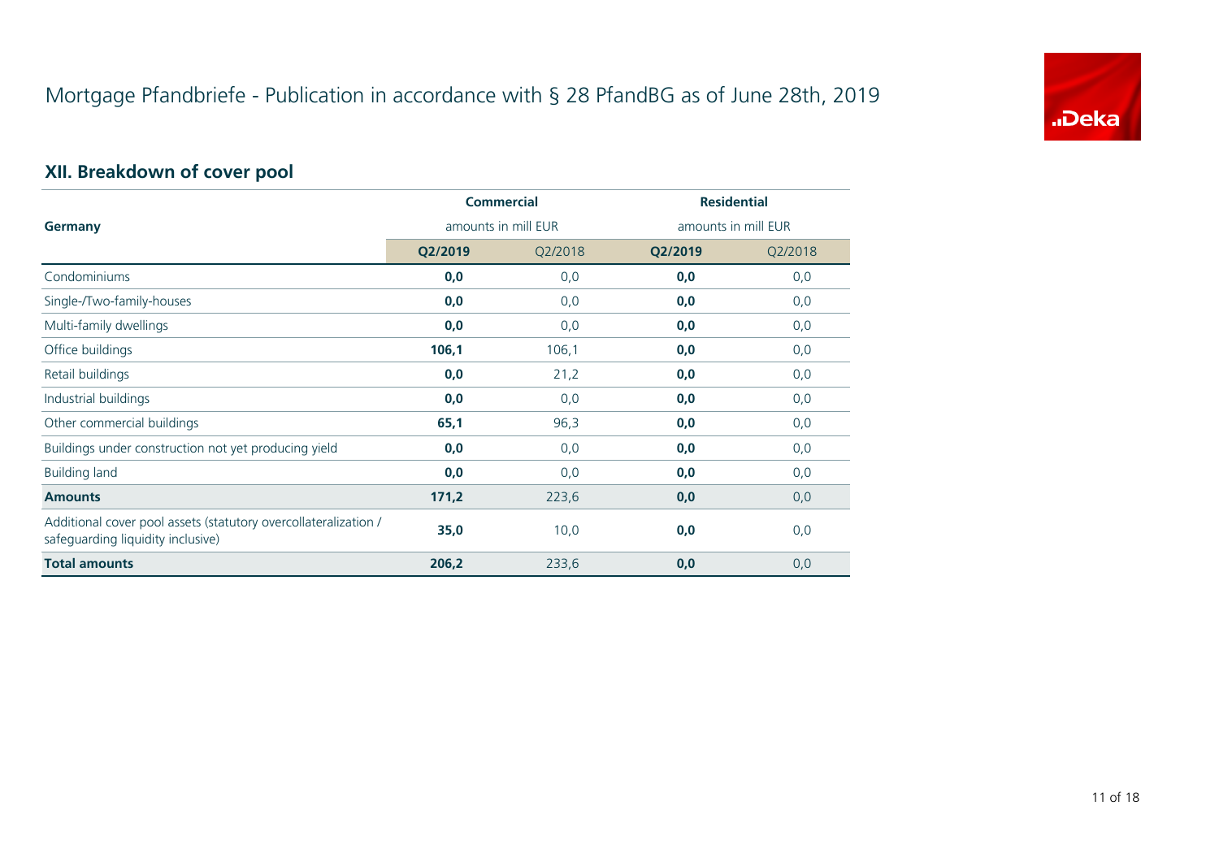# Mortgage Pfandbriefe - Publication in accordance with § 28 PfandBG as of June 28th, 2019

## XII. Breakdown of cover pool

| Germany | Commercial amounts in mill EUR | | Residential amounts in mill EUR | |
|---|---|---|---|---|
| | **Q2/2019** | Q2/2018 | **Q2/2019** | Q2/2018 |
| Condominiums | **0,0** | 0,0 | **0,0** | 0,0 |
| Single-/Two-family-houses | **0,0** | 0,0 | **0,0** | 0,0 |
| Multi-family dwellings | **0,0** | 0,0 | **0,0** | 0,0 |
| Office buildings | **106,1** | 106,1 | **0,0** | 0,0 |
| Retail buildings | **0,0** | 21,2 | **0,0** | 0,0 |
| Industrial buildings | **0,0** | 0,0 | **0,0** | 0,0 |
| Other commercial buildings | **65,1** | 96,3 | **0,0** | 0,0 |
| Buildings under construction not yet producing yield | **0,0** | 0,0 | **0,0** | 0,0 |
| Building land | **0,0** | 0,0 | **0,0** | 0,0 |
| **Amounts** | **171,2** | 223,6 | **0,0** | 0,0 |
| Additional cover pool assets (statutory overcollateralization / safeguarding liquidity inclusive) | **35,0** | 10,0 | **0,0** | 0,0 |
| **Total amounts** | **206,2** | 233,6 | **0,0** | 0,0 |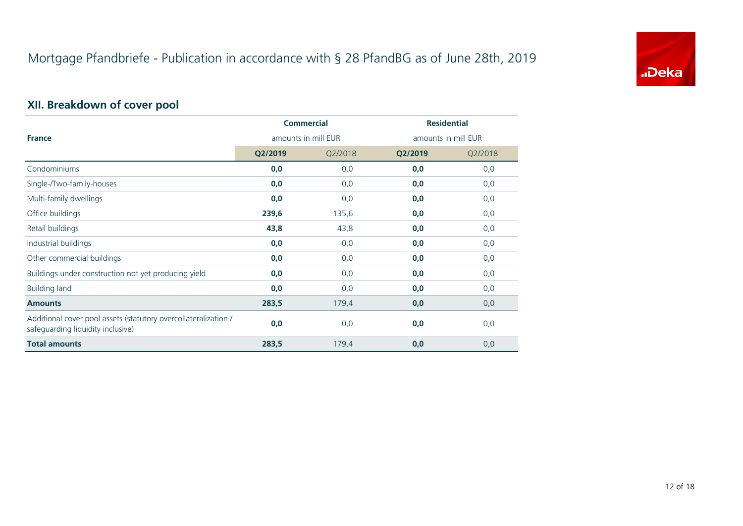# Mortgage Pfandbriefe - Publication in accordance with § 28 PfandBG as of June 28th, 2019

## XII. Breakdown of cover pool

| France | Commercial amounts in mill EUR | | Residential amounts in mill EUR | |
|---|---|---|---|---|
| | **Q2/2019** | Q2/2018 | **Q2/2019** | Q2/2018 |
| Condominiums | **0,0** | 0,0 | **0,0** | 0,0 |
| Single-/Two-family-houses | **0,0** | 0,0 | **0,0** | 0,0 |
| Multi-family dwellings | **0,0** | 0,0 | **0,0** | 0,0 |
| Office buildings | **239,6** | 135,6 | **0,0** | 0,0 |
| Retail buildings | **43,8** | 43,8 | **0,0** | 0,0 |
| Industrial buildings | **0,0** | 0,0 | **0,0** | 0,0 |
| Other commercial buildings | **0,0** | 0,0 | **0,0** | 0,0 |
| Buildings under construction not yet producing yield | **0,0** | 0,0 | **0,0** | 0,0 |
| Building land | **0,0** | 0,0 | **0,0** | 0,0 |
| **Amounts** | **283,5** | 179,4 | **0,0** | 0,0 |
| Additional cover pool assets (statutory overcollateralization / safeguarding liquidity inclusive) | **0,0** | 0,0 | **0,0** | 0,0 |
| **Total amounts** | **283,5** | 179,4 | **0,0** | 0,0 |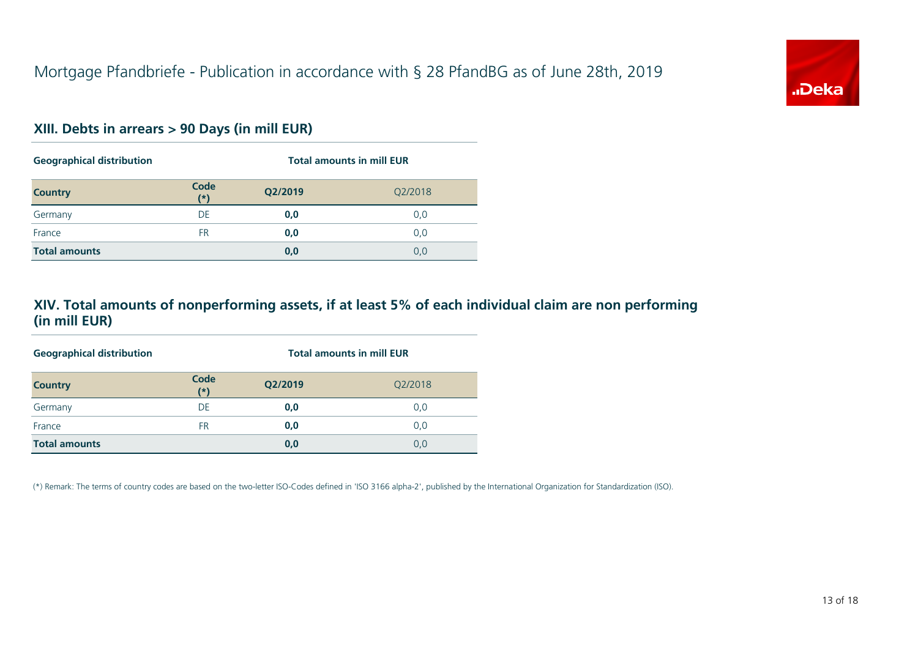# Mortgage Pfandbriefe - Publication in accordance with § 28 PfandBG as of June 28th, 2019

## XIII. Debts in arrears > 90 Days (in mill EUR)

| Geographical distribution | | Total amounts in mill EUR | |
|---|---|---|---|
| **Country** | **Code (*)** | **Q2/2019** | Q2/2018 |
| Germany | DE | **0,0** | 0,0 |
| France | FR | **0,0** | 0,0 |
| **Total amounts** | | **0,0** | 0,0 |

## XIV. Total amounts of nonperforming assets, if at least 5% of each individual claim are non performing (in mill EUR)

| Geographical distribution | | Total amounts in mill EUR | |
|---|---|---|---|
| **Country** | **Code (*)** | **Q2/2019** | Q2/2018 |
| Germany | DE | **0,0** | 0,0 |
| France | FR | **0,0** | 0,0 |
| **Total amounts** | | **0,0** | 0,0 |

(*) Remark: The terms of country codes are based on the two-letter ISO-Codes defined in 'ISO 3166 alpha-2', published by the International Organization for Standardization (ISO).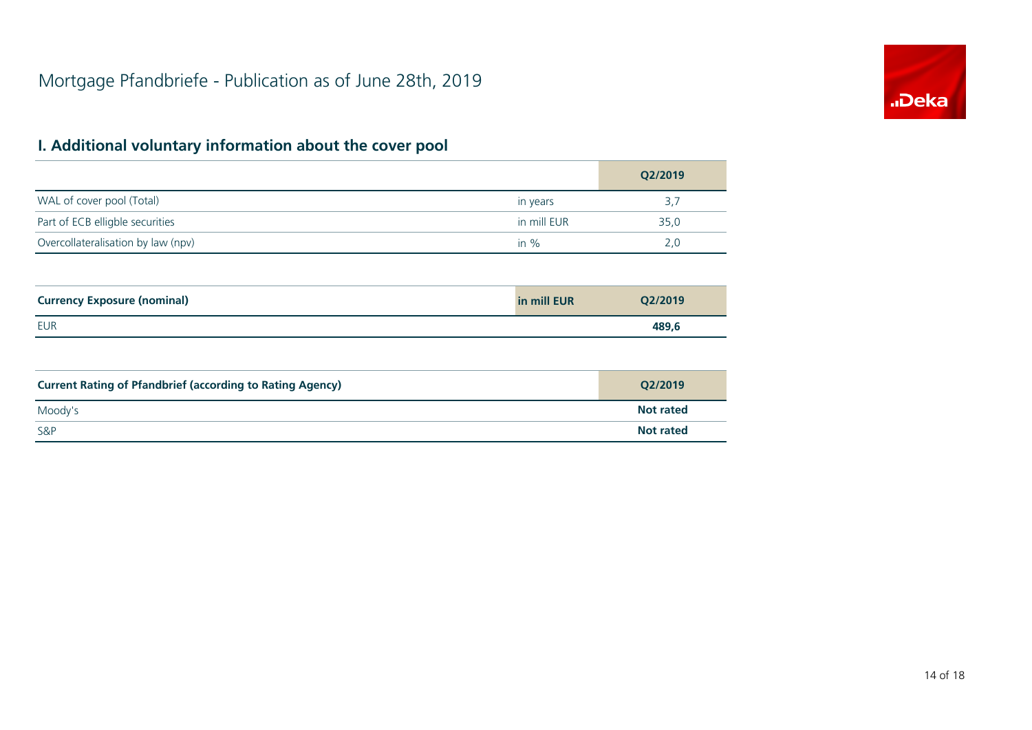# Mortgage Pfandbriefe - Publication as of June 28th, 2019

## I. Additional voluntary information about the cover pool

| | | Q2/2019 |
|---|---|---|
| WAL of cover pool (Total) | in years | 3,7 |
| Part of ECB elligble securities | in mill EUR | 35,0 |
| Overcollateralisation by law (npv) | in % | 2,0 |

| **Currency Exposure (nominal)** | **in mill EUR** | **Q2/2019** |
|---|---|---|
| EUR | | **489,6** |

| **Current Rating of Pfandbrief (according to Rating Agency)** | **Q2/2019** |
|---|---|
| Moody's | **Not rated** |
| S&P | **Not rated** |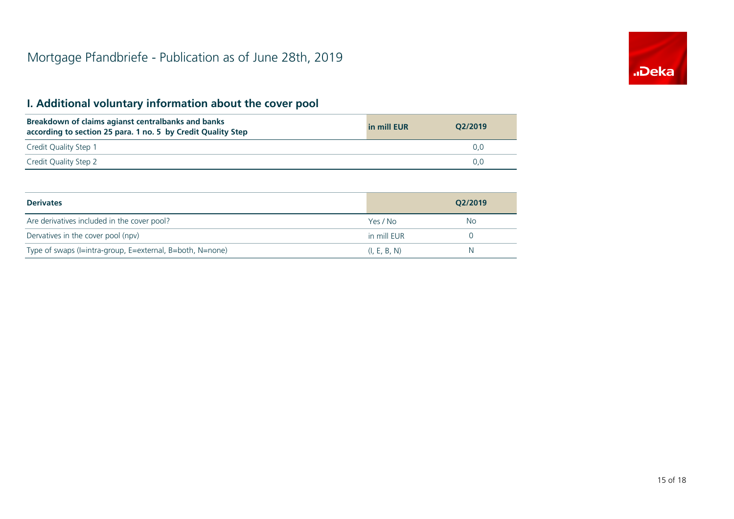# Mortgage Pfandbriefe - Publication as of June 28th, 2019

## I. Additional voluntary information about the cover pool

| Breakdown of claims agianst centralbanks and banks according to section 25 para. 1 no. 5 by Credit Quality Step | in mill EUR | Q2/2019 |
|---|---|---|
| Credit Quality Step 1 | | 0,0 |
| Credit Quality Step 2 | | 0,0 |

| Derivates | | Q2/2019 |
|---|---|---|
| Are derivatives included in the cover pool? | Yes / No | No |
| Dervatives in the cover pool (npv) | in mill EUR | 0 |
| Type of swaps (I=intra-group, E=external, B=both, N=none) | (I, E, B, N) | N |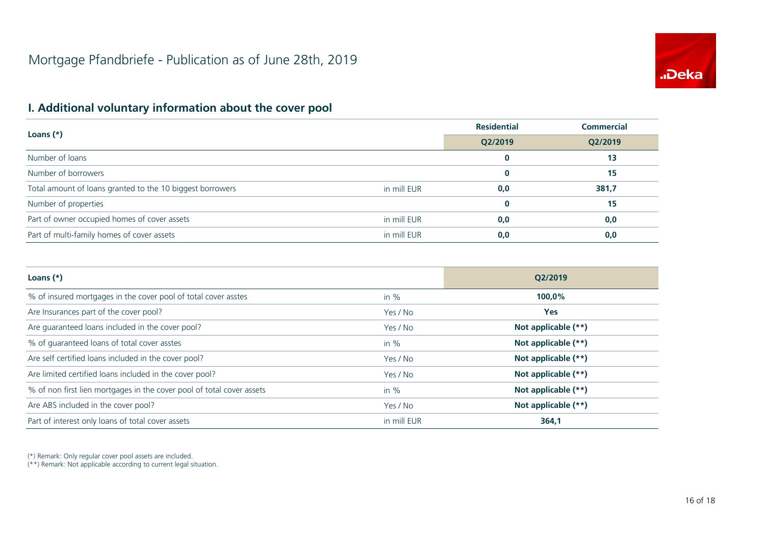# Mortgage Pfandbriefe - Publication as of June 28th, 2019

## I. Additional voluntary information about the cover pool

| Loans (*) | | Residential | Commercial |
|---|---|---|---|
| | | Q2/2019 | Q2/2019 |
| Number of loans | | **0** | **13** |
| Number of borrowers | | **0** | **15** |
| Total amount of loans granted to the 10 biggest borrowers | in mill EUR | **0,0** | **381,7** |
| Number of properties | | **0** | **15** |
| Part of owner occupied homes of cover assets | in mill EUR | **0,0** | **0,0** |
| Part of multi-family homes of cover assets | in mill EUR | **0,0** | **0,0** |

| Loans (*) | | Q2/2019 |
|---|---|---|
| % of insured mortgages in the cover pool of total cover asstes | in % | **100,0%** |
| Are Insurances part of the cover pool? | Yes / No | **Yes** |
| Are guaranteed loans included in the cover pool? | Yes / No | **Not applicable (**)** |
| % of guaranteed loans of total cover asstes | in % | **Not applicable (**)** |
| Are self certified loans included in the cover pool? | Yes / No | **Not applicable (**)** |
| Are limited certified loans included in the cover pool? | Yes / No | **Not applicable (**)** |
| % of non first lien mortgages in the cover pool of total cover assets | in % | **Not applicable (**)** |
| Are ABS included in the cover pool? | Yes / No | **Not applicable (**)** |
| Part of interest only loans of total cover assets | in mill EUR | **364,1** |

(*) Remark: Only regular cover pool assets are included.
(**) Remark: Not applicable according to current legal situation.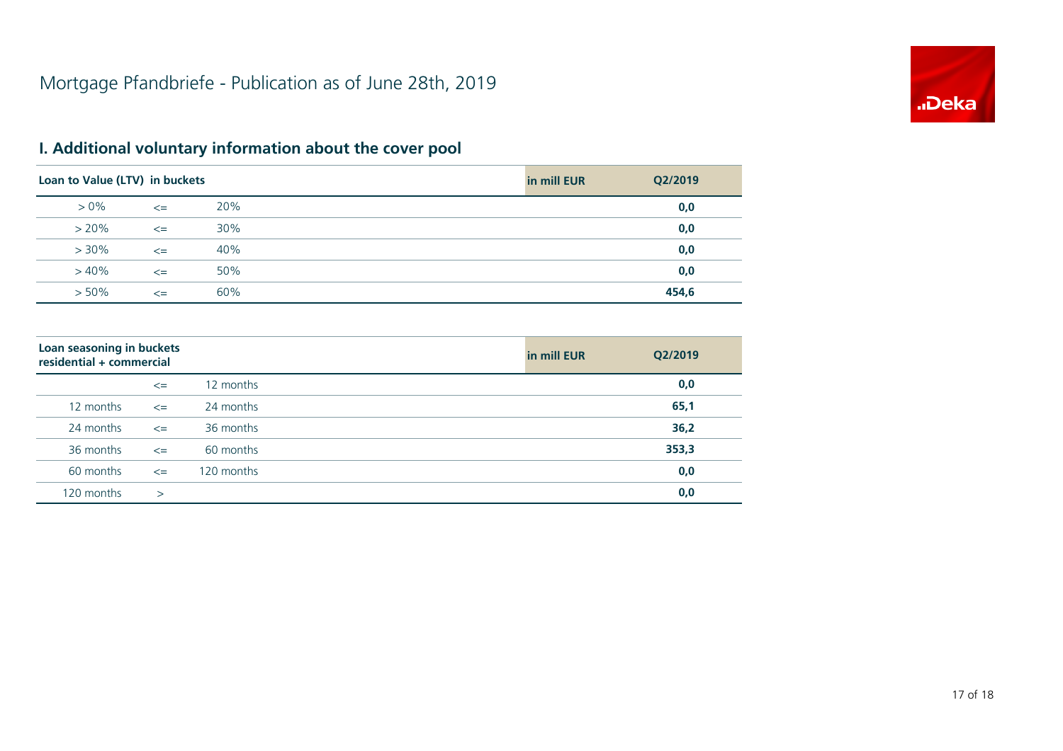# Mortgage Pfandbriefe - Publication as of June 28th, 2019

## I. Additional voluntary information about the cover pool

| Loan to Value (LTV) in buckets | | | in mill EUR | Q2/2019 |
|---|---|---|---|---|
| > 0% | <= | 20% | | **0,0** |
| > 20% | <= | 30% | | **0,0** |
| > 30% | <= | 40% | | **0,0** |
| > 40% | <= | 50% | | **0,0** |
| > 50% | <= | 60% | | **454,6** |

| Loan seasoning in buckets residential + commercial | | | in mill EUR | Q2/2019 |
|---|---|---|---|---|
| | <= | 12 months | | **0,0** |
| 12 months | <= | 24 months | | **65,1** |
| 24 months | <= | 36 months | | **36,2** |
| 36 months | <= | 60 months | | **353,3** |
| 60 months | <= | 120 months | | **0,0** |
| 120 months | > | | | **0,0** |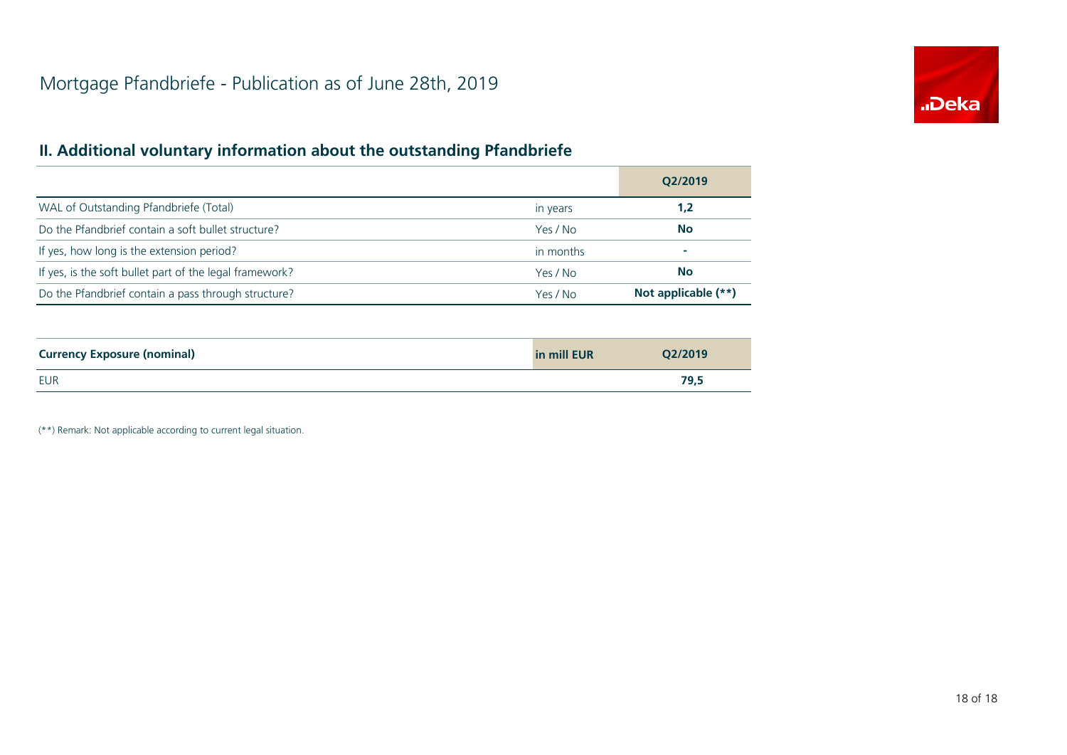# Mortgage Pfandbriefe - Publication as of June 28th, 2019

## II. Additional voluntary information about the outstanding Pfandbriefe

| | | Q2/2019 |
|---|---|---|
| WAL of Outstanding Pfandbriefe (Total) | in years | **1,2** |
| Do the Pfandbrief contain a soft bullet structure? | Yes / No | **No** |
| If yes, how long is the extension period? | in months | **-** |
| If yes, is the soft bullet part of the legal framework? | Yes / No | **No** |
| Do the Pfandbrief contain a pass through structure? | Yes / No | **Not applicable (**)** |

| Currency Exposure (nominal) | in mill EUR | Q2/2019 |
|---|---|---|
| EUR | | **79,5** |

(**) Remark: Not applicable according to current legal situation.